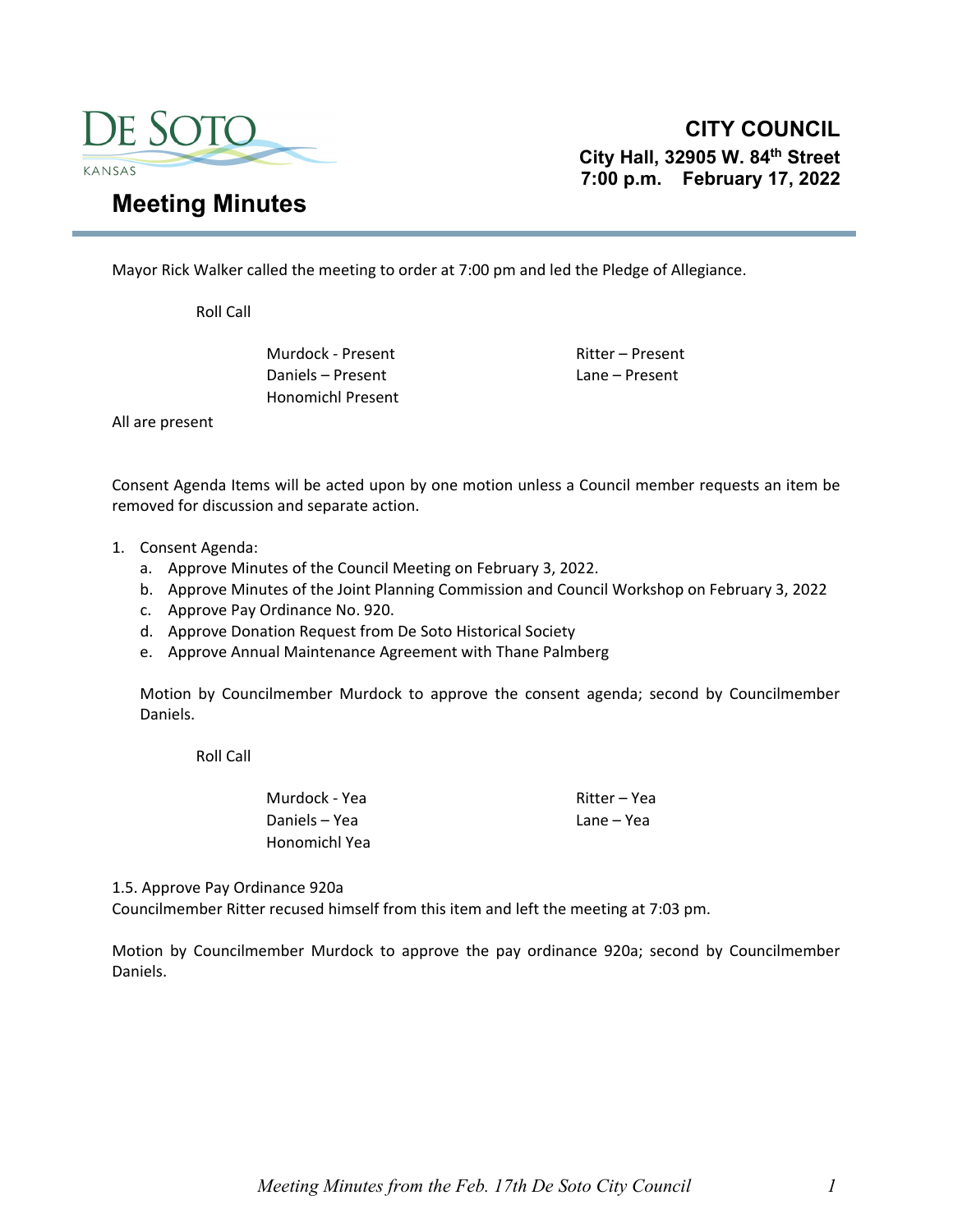DE SOTO
KANSAS

# CITY COUNCIL

**City Hall, 32905 W. 84th Street**
**7:00 p.m. February 17, 2022**

## Meeting Minutes

Mayor Rick Walker called the meeting to order at 7:00 pm and led the Pledge of Allegiance.

Roll Call

| | |
|---|---|
| Murdock - Present | Ritter – Present |
| Daniels – Present | Lane – Present |
| Honomichl Present | |

All are present

Consent Agenda Items will be acted upon by one motion unless a Council member requests an item be removed for discussion and separate action.

1. Consent Agenda:
   a. Approve Minutes of the Council Meeting on February 3, 2022.
   b. Approve Minutes of the Joint Planning Commission and Council Workshop on February 3, 2022
   c. Approve Pay Ordinance No. 920.
   d. Approve Donation Request from De Soto Historical Society
   e. Approve Annual Maintenance Agreement with Thane Palmberg

   Motion by Councilmember Murdock to approve the consent agenda; second by Councilmember Daniels.

   Roll Call

| | |
|---|---|
| Murdock - Yea | Ritter – Yea |
| Daniels – Yea | Lane – Yea |
| Honomichl Yea | |

1.5. Approve Pay Ordinance 920a
Councilmember Ritter recused himself from this item and left the meeting at 7:03 pm.

Motion by Councilmember Murdock to approve the pay ordinance 920a; second by Councilmember Daniels.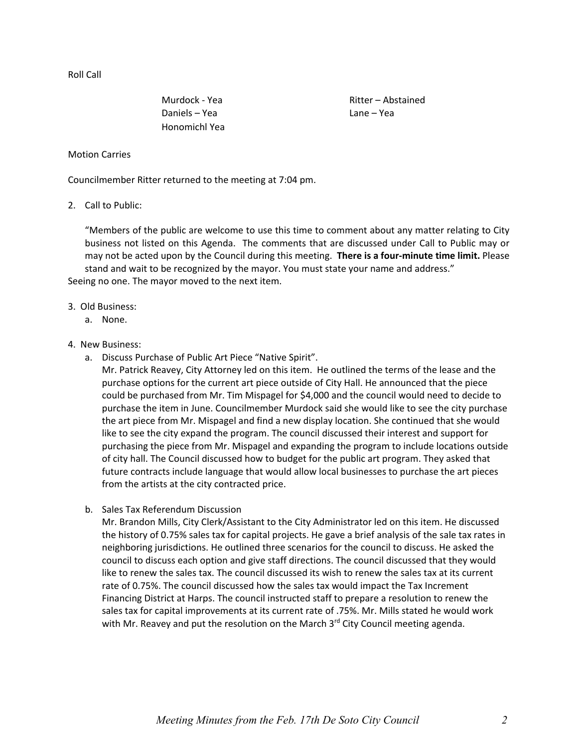Roll Call

| | |
|---|---|
| Murdock - Yea | Ritter – Abstained |
| Daniels – Yea | Lane – Yea |
| Honomichl Yea | |

Motion Carries

Councilmember Ritter returned to the meeting at 7:04 pm.

2. Call to Public:

   "Members of the public are welcome to use this time to comment about any matter relating to City business not listed on this Agenda. The comments that are discussed under Call to Public may or may not be acted upon by the Council during this meeting. **There is a four-minute time limit.** Please stand and wait to be recognized by the mayor. You must state your name and address."

Seeing no one. The mayor moved to the next item.

3. Old Business:
   a. None.

4. New Business:
   a. Discuss Purchase of Public Art Piece "Native Spirit".
      Mr. Patrick Reavey, City Attorney led on this item. He outlined the terms of the lease and the purchase options for the current art piece outside of City Hall. He announced that the piece could be purchased from Mr. Tim Mispagel for $4,000 and the council would need to decide to purchase the item in June. Councilmember Murdock said she would like to see the city purchase the art piece from Mr. Mispagel and find a new display location. She continued that she would like to see the city expand the program. The council discussed their interest and support for purchasing the piece from Mr. Mispagel and expanding the program to include locations outside of city hall. The Council discussed how to budget for the public art program. They asked that future contracts include language that would allow local businesses to purchase the art pieces from the artists at the city contracted price.

   b. Sales Tax Referendum Discussion
      Mr. Brandon Mills, City Clerk/Assistant to the City Administrator led on this item. He discussed the history of 0.75% sales tax for capital projects. He gave a brief analysis of the sale tax rates in neighboring jurisdictions. He outlined three scenarios for the council to discuss. He asked the council to discuss each option and give staff directions. The council discussed that they would like to renew the sales tax. The council discussed its wish to renew the sales tax at its current rate of 0.75%. The council discussed how the sales tax would impact the Tax Increment Financing District at Harps. The council instructed staff to prepare a resolution to renew the sales tax for capital improvements at its current rate of .75%. Mr. Mills stated he would work with Mr. Reavey and put the resolution on the March 3rd City Council meeting agenda.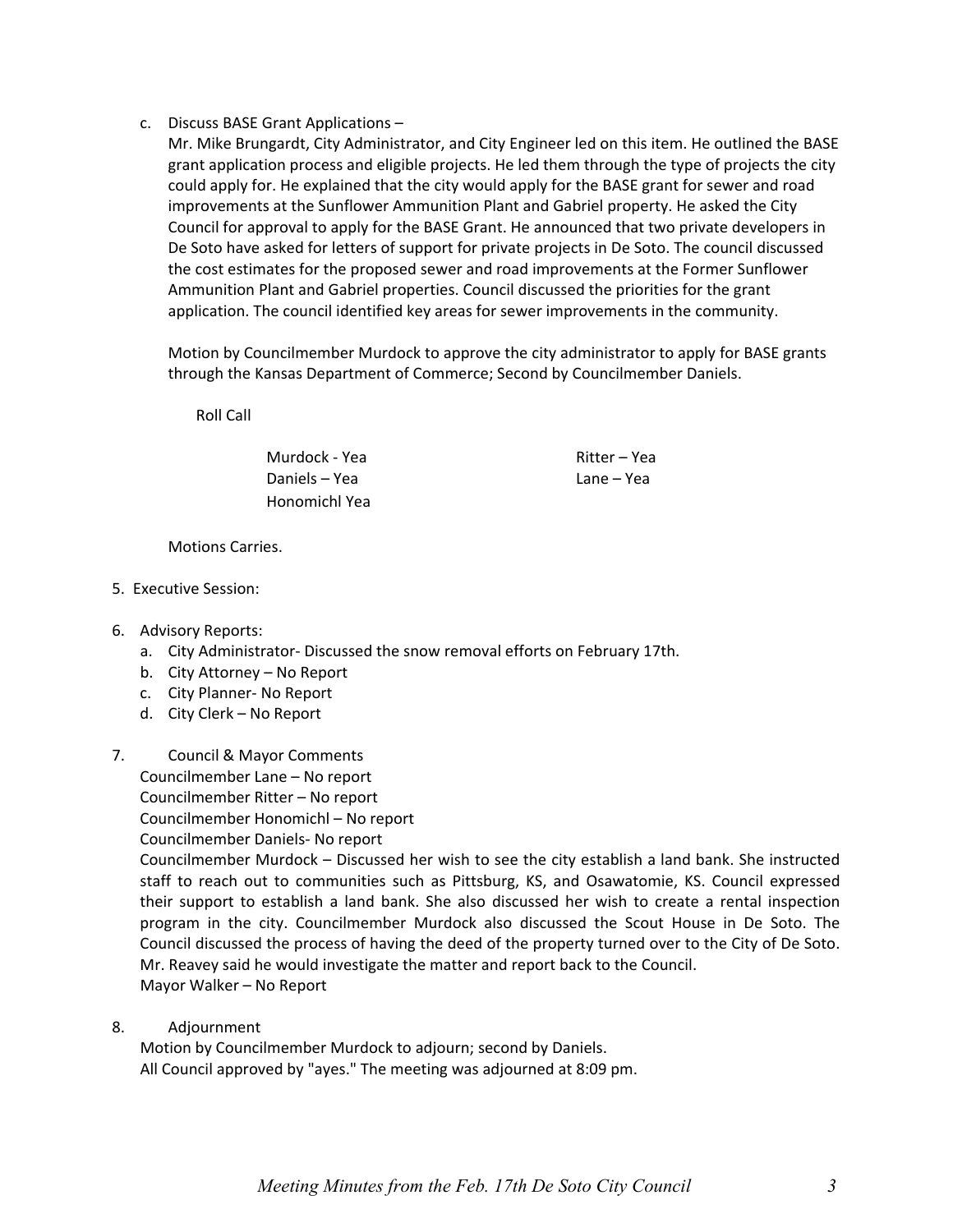c. Discuss BASE Grant Applications –

   Mr. Mike Brungardt, City Administrator, and City Engineer led on this item. He outlined the BASE grant application process and eligible projects. He led them through the type of projects the city could apply for. He explained that the city would apply for the BASE grant for sewer and road improvements at the Sunflower Ammunition Plant and Gabriel property. He asked the City Council for approval to apply for the BASE Grant. He announced that two private developers in De Soto have asked for letters of support for private projects in De Soto. The council discussed the cost estimates for the proposed sewer and road improvements at the Former Sunflower Ammunition Plant and Gabriel properties. Council discussed the priorities for the grant application. The council identified key areas for sewer improvements in the community.

   Motion by Councilmember Murdock to approve the city administrator to apply for BASE grants through the Kansas Department of Commerce; Second by Councilmember Daniels.

   Roll Call

   Murdock - Yea
   Daniels – Yea
   Honomichl Yea
   Ritter – Yea
   Lane – Yea

   Motions Carries.

5. Executive Session:

6. Advisory Reports:
   a. City Administrator- Discussed the snow removal efforts on February 17th.
   b. City Attorney – No Report
   c. City Planner- No Report
   d. City Clerk – No Report

7. Council & Mayor Comments

   Councilmember Lane – No report
   Councilmember Ritter – No report
   Councilmember Honomichl – No report
   Councilmember Daniels- No report
   Councilmember Murdock – Discussed her wish to see the city establish a land bank. She instructed staff to reach out to communities such as Pittsburg, KS, and Osawatomie, KS. Council expressed their support to establish a land bank. She also discussed her wish to create a rental inspection program in the city. Councilmember Murdock also discussed the Scout House in De Soto. The Council discussed the process of having the deed of the property turned over to the City of De Soto. Mr. Reavey said he would investigate the matter and report back to the Council.
   Mayor Walker – No Report

8. Adjournment

   Motion by Councilmember Murdock to adjourn; second by Daniels.
   All Council approved by "ayes." The meeting was adjourned at 8:09 pm.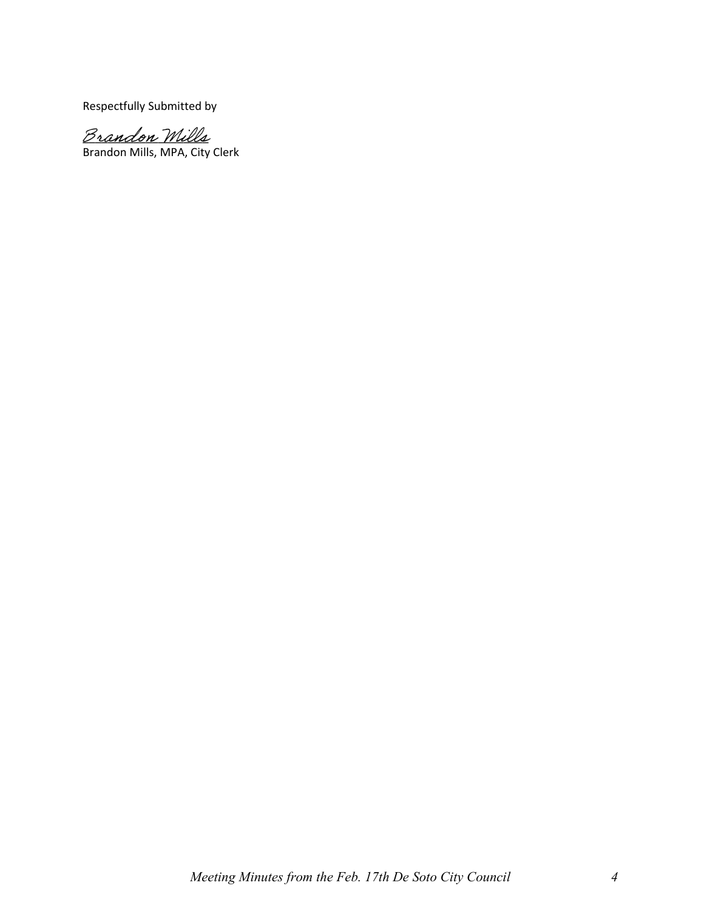Respectfully Submitted by

*Brandon Mills*

Brandon Mills, MPA, City Clerk